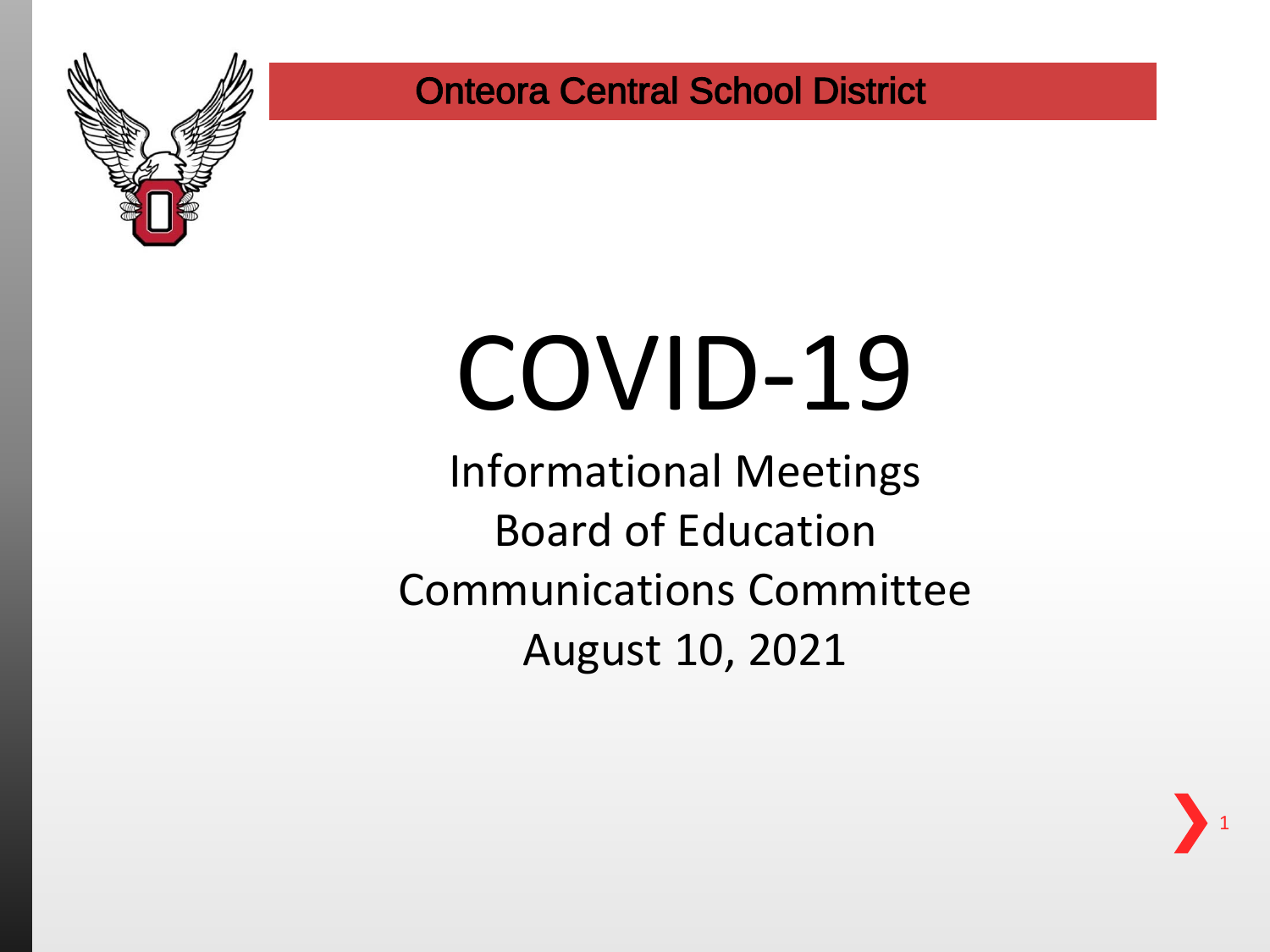Onteora Central School District

# COVID-19

Informational Meetings
Board of Education
Communications Committee
August 10, 2021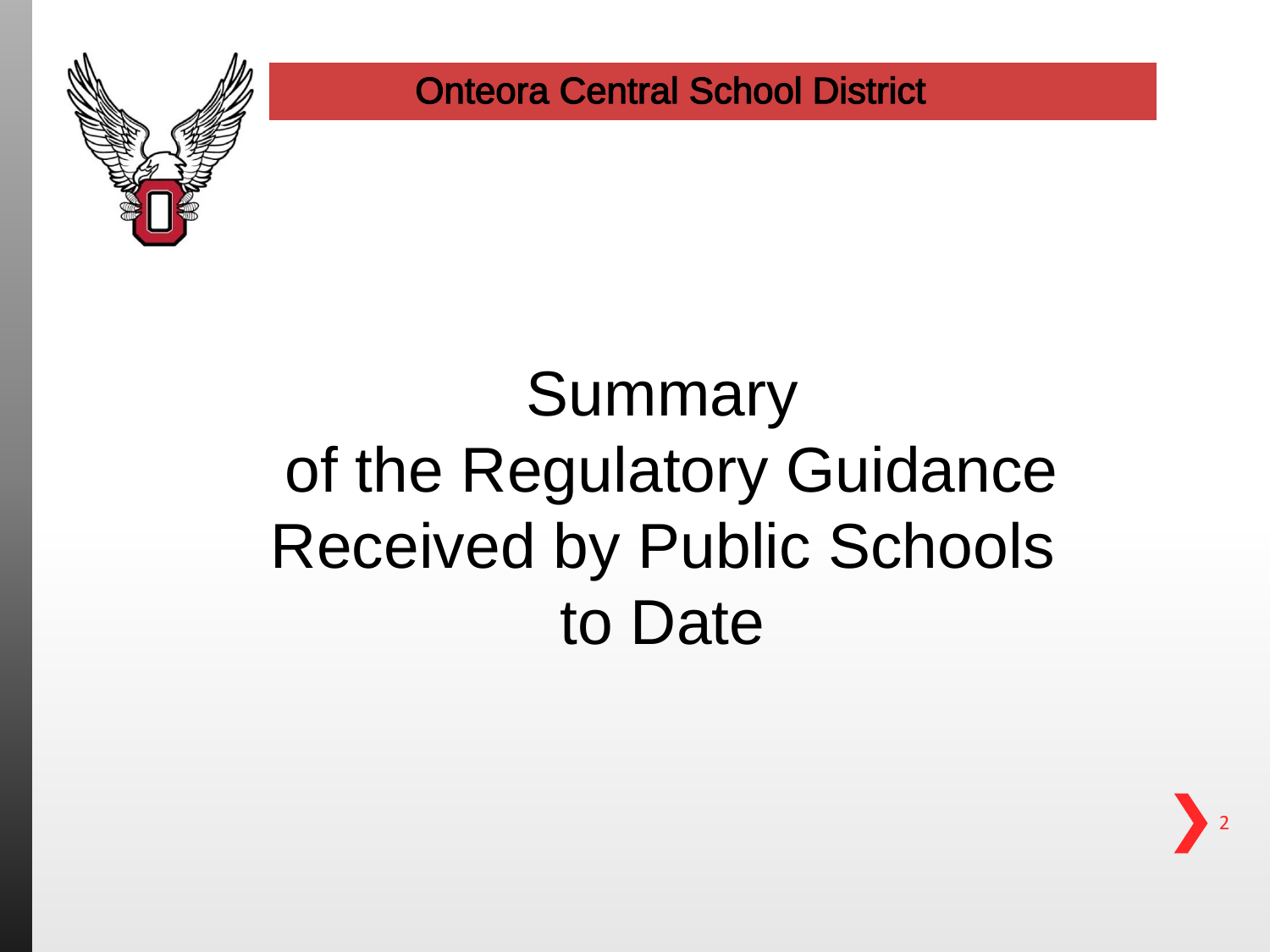Onteora Central School District

# Summary of the Regulatory Guidance Received by Public Schools to Date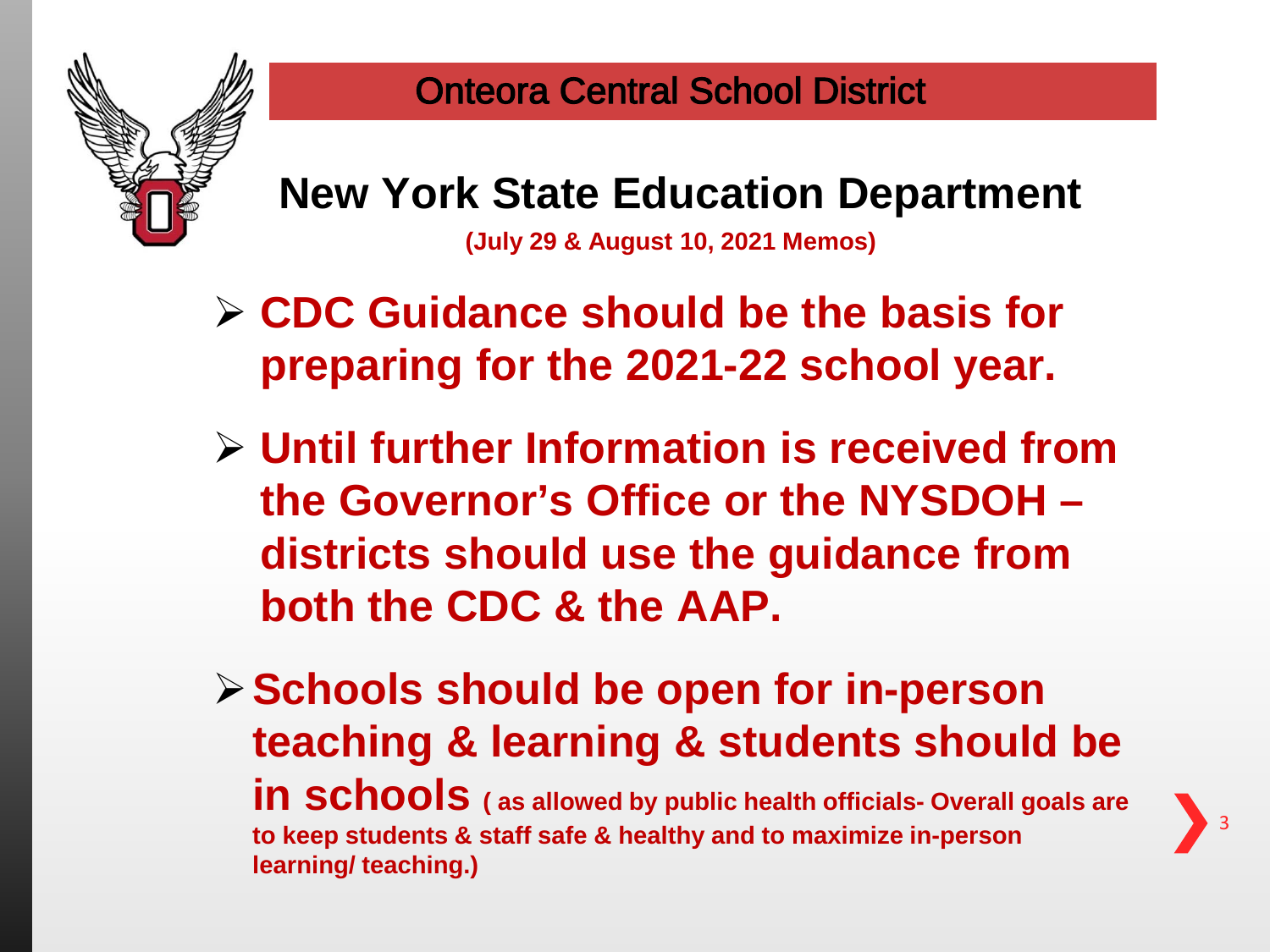Onteora Central School District

## New York State Education Department

**(July 29 & August 10, 2021 Memos)**

- **CDC Guidance should be the basis for preparing for the 2021-22 school year.**
- **Until further Information is received from the Governor's Office or the NYSDOH – districts should use the guidance from both the CDC & the AAP.**
- **Schools should be open for in-person teaching & learning & students should be in schools** **( as allowed by public health officials- Overall goals are to keep students & staff safe & healthy and to maximize in-person learning/ teaching.)**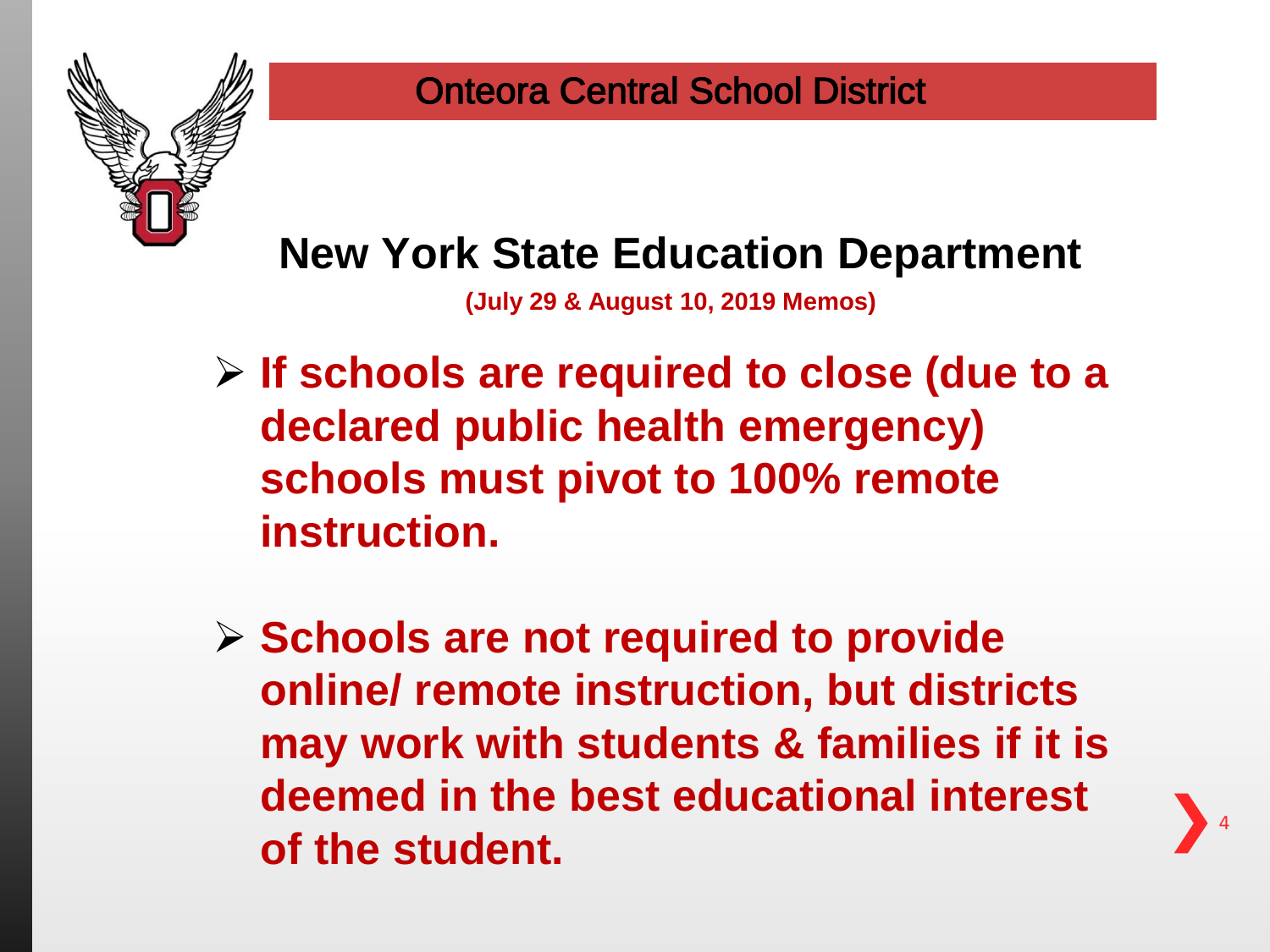Onteora Central School District

## New York State Education Department

**(July 29 & August 10, 2019 Memos)**

- **If schools are required to close (due to a declared public health emergency) schools must pivot to 100% remote instruction.**
- **Schools are not required to provide online/ remote instruction, but districts may work with students & families if it is deemed in the best educational interest of the student.**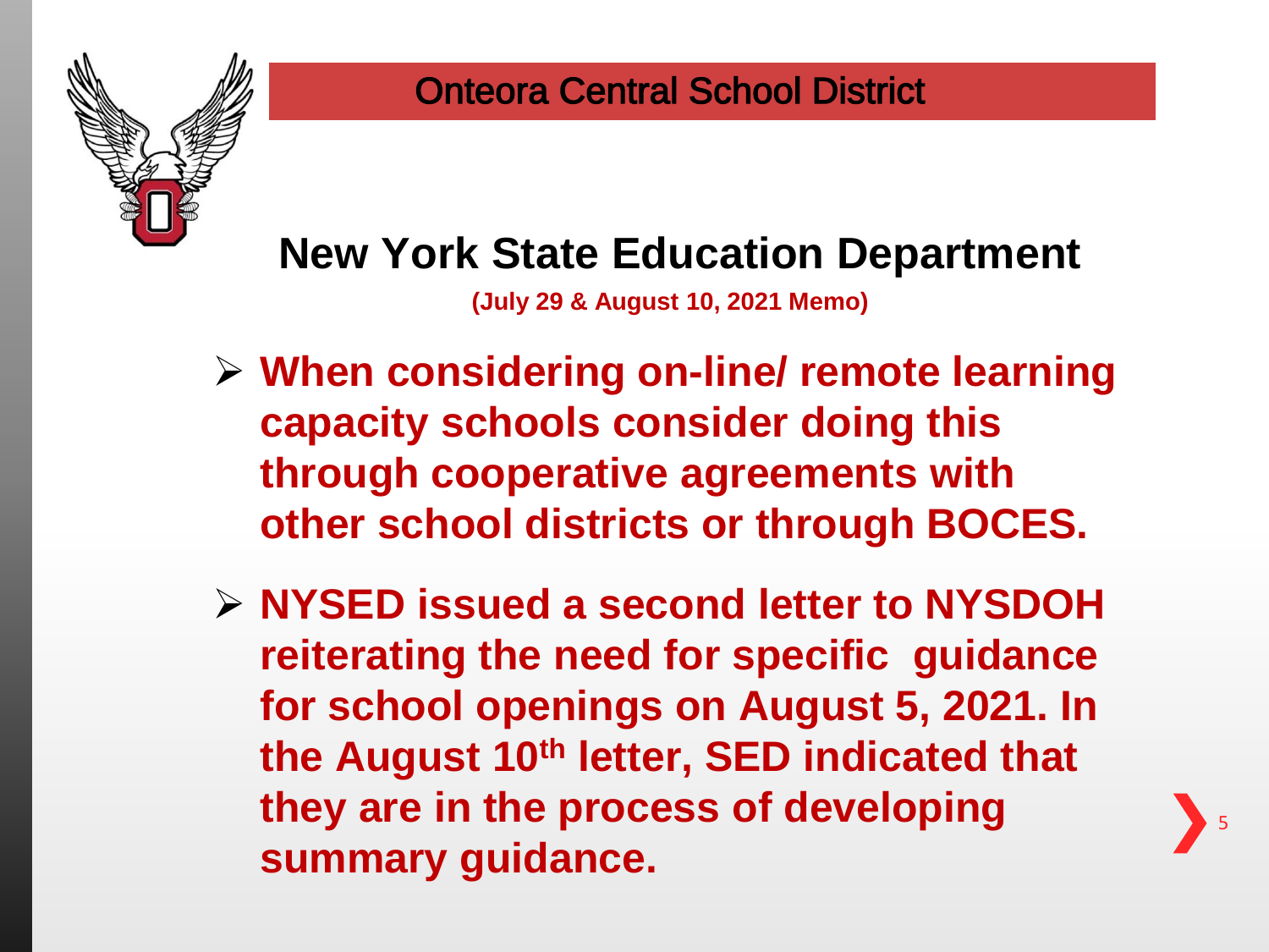Onteora Central School District

# New York State Education Department

**(July 29 & August 10, 2021 Memo)**

- **When considering on-line/ remote learning capacity schools consider doing this through cooperative agreements with other school districts or through BOCES.**
- **NYSED issued a second letter to NYSDOH reiterating the need for specific guidance for school openings on August 5, 2021. In the August 10th letter, SED indicated that they are in the process of developing summary guidance.**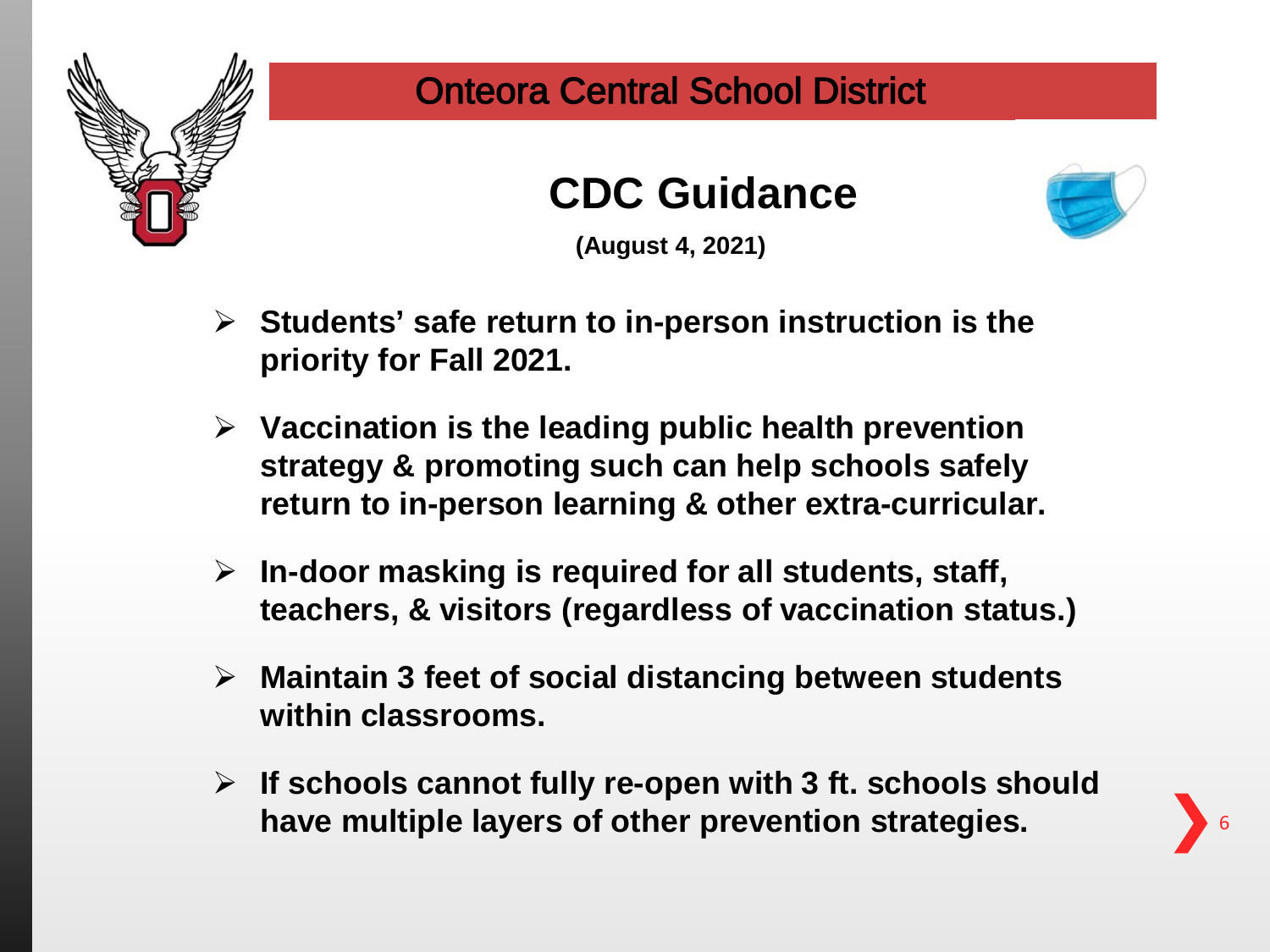Onteora Central School District

# CDC Guidance

**(August 4, 2021)**

- **Students' safe return to in-person instruction is the priority for Fall 2021.**
- **Vaccination is the leading public health prevention strategy & promoting such can help schools safely return to in-person learning & other extra-curricular.**
- **In-door masking is required for all students, staff, teachers, & visitors (regardless of vaccination status.)**
- **Maintain 3 feet of social distancing between students within classrooms.**
- **If schools cannot fully re-open with 3 ft. schools should have multiple layers of other prevention strategies.**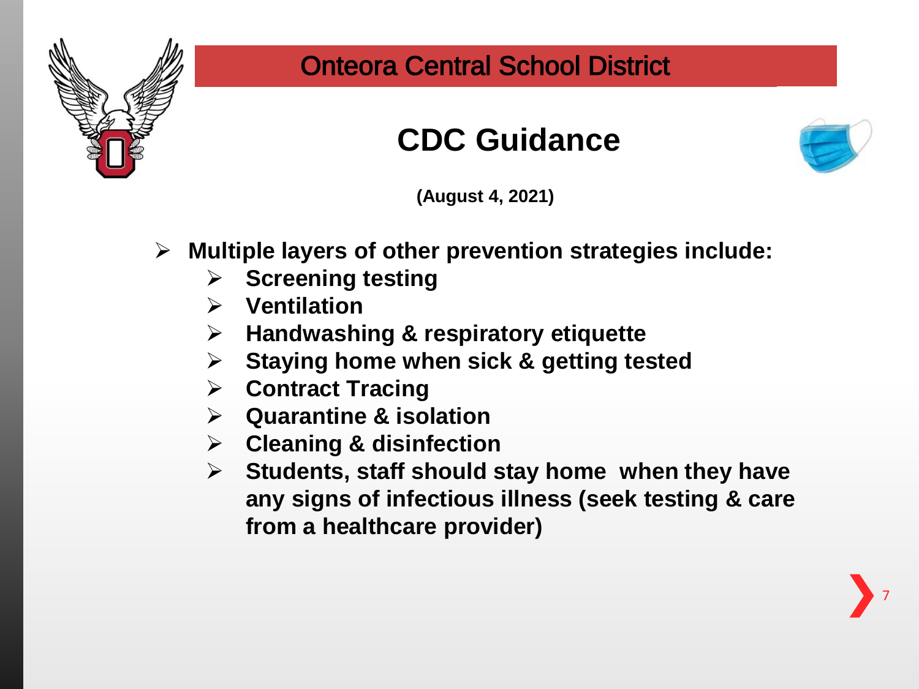Onteora Central School District

# CDC Guidance

**(August 4, 2021)**

- **Multiple layers of other prevention strategies include:**
  - **Screening testing**
  - **Ventilation**
  - **Handwashing & respiratory etiquette**
  - **Staying home when sick & getting tested**
  - **Contract Tracing**
  - **Quarantine & isolation**
  - **Cleaning & disinfection**
  - **Students, staff should stay home when they have any signs of infectious illness (seek testing & care from a healthcare provider)**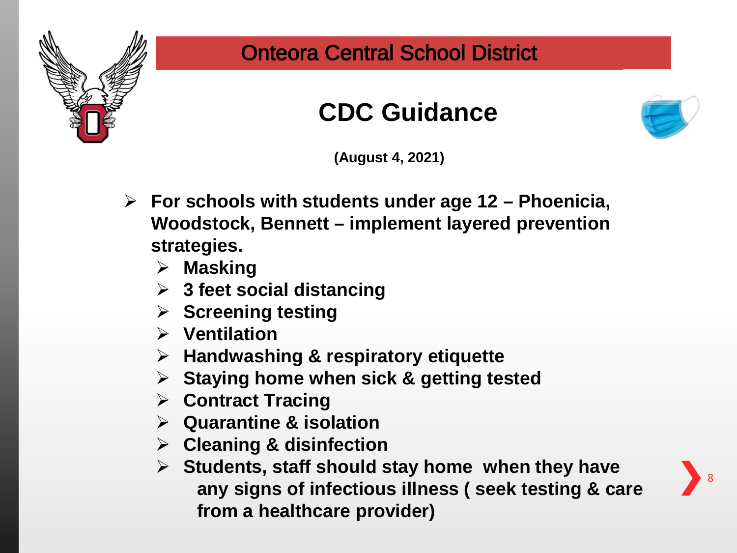Onteora Central School District

# CDC Guidance

**(August 4, 2021)**

- **For schools with students under age 12 – Phoenicia, Woodstock, Bennett – implement layered prevention strategies.**
  - **Masking**
  - **3 feet social distancing**
  - **Screening testing**
  - **Ventilation**
  - **Handwashing & respiratory etiquette**
  - **Staying home when sick & getting tested**
  - **Contract Tracing**
  - **Quarantine & isolation**
  - **Cleaning & disinfection**
  - **Students, staff should stay home when they have any signs of infectious illness ( seek testing & care from a healthcare provider)**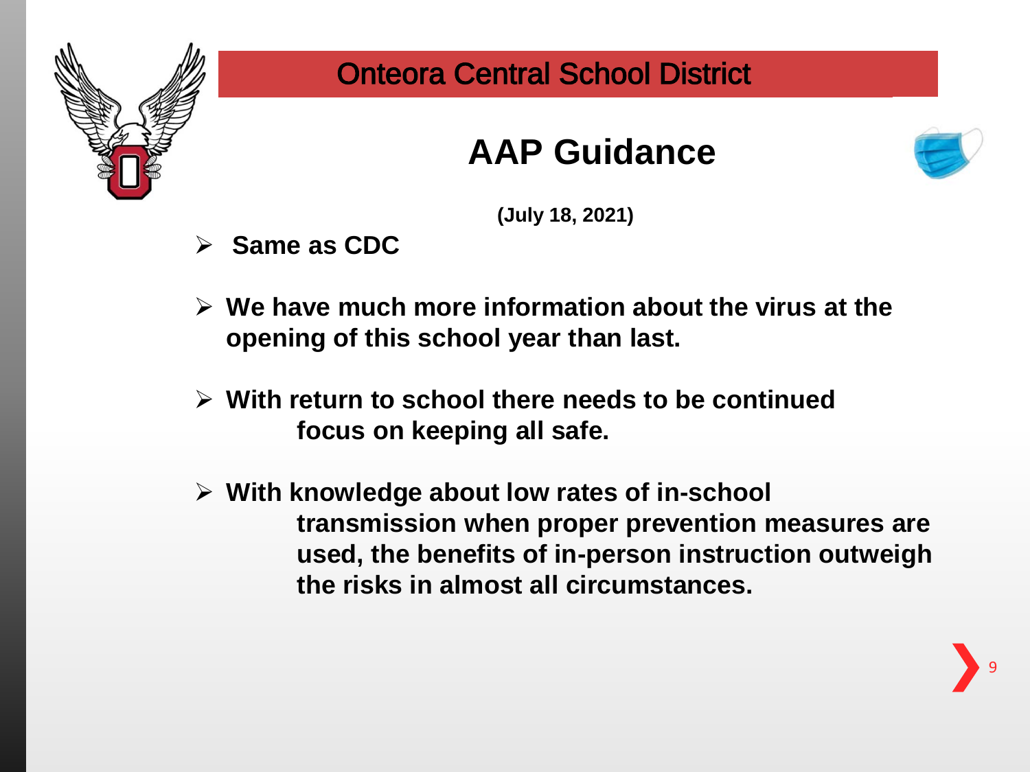Onteora Central School District

# AAP Guidance

**(July 18, 2021)**

- **Same as CDC**

- **We have much more information about the virus at the opening of this school year than last.**

- **With return to school there needs to be continued focus on keeping all safe.**

- **With knowledge about low rates of in-school transmission when proper prevention measures are used, the benefits of in-person instruction outweigh the risks in almost all circumstances.**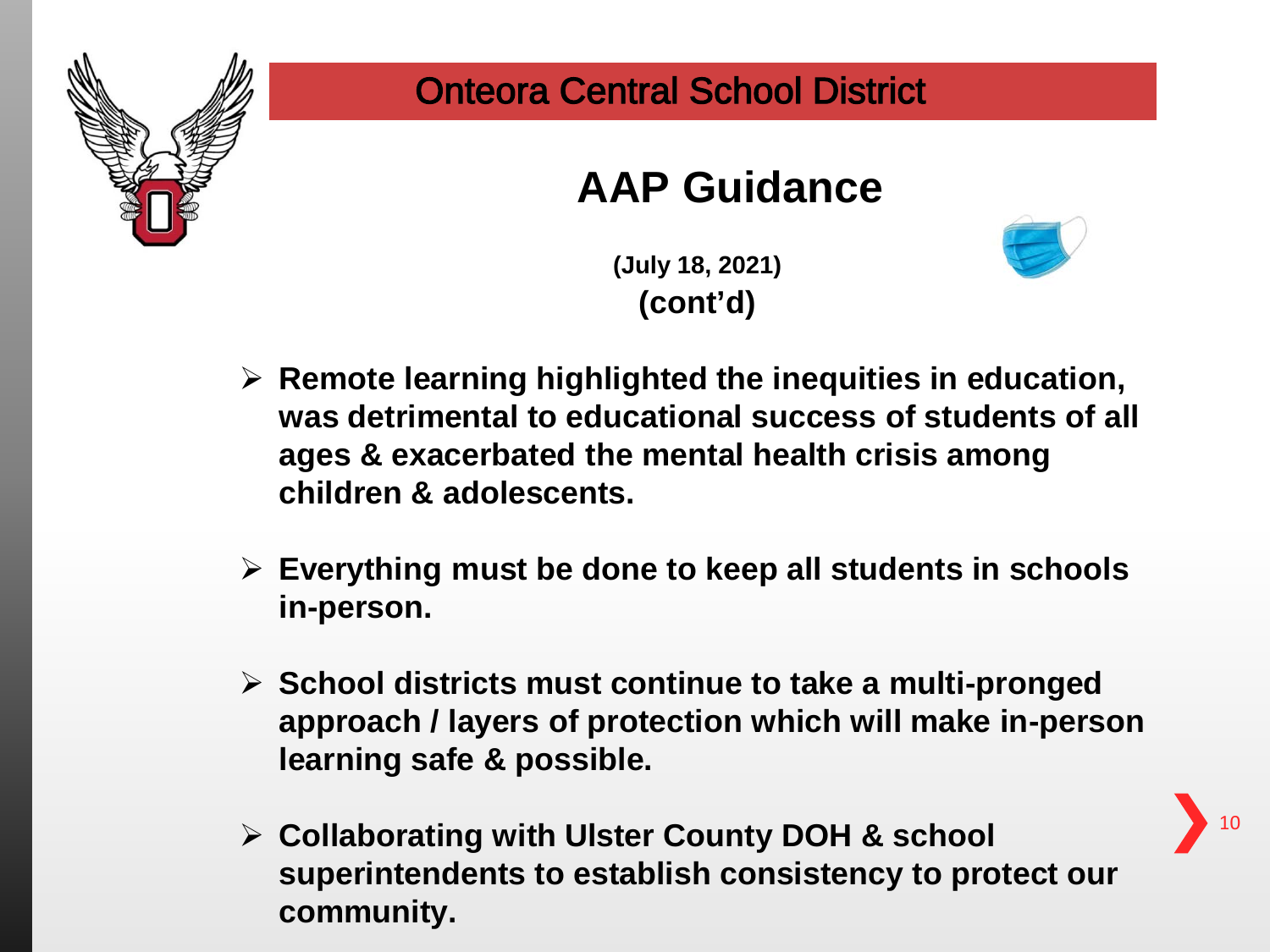## Onteora Central School District

# AAP Guidance

**(July 18, 2021)**
**(cont'd)**

- **Remote learning highlighted the inequities in education, was detrimental to educational success of students of all ages & exacerbated the mental health crisis among children & adolescents.**
- **Everything must be done to keep all students in schools in-person.**
- **School districts must continue to take a multi-pronged approach / layers of protection which will make in-person learning safe & possible.**
- **Collaborating with Ulster County DOH & school superintendents to establish consistency to protect our community.**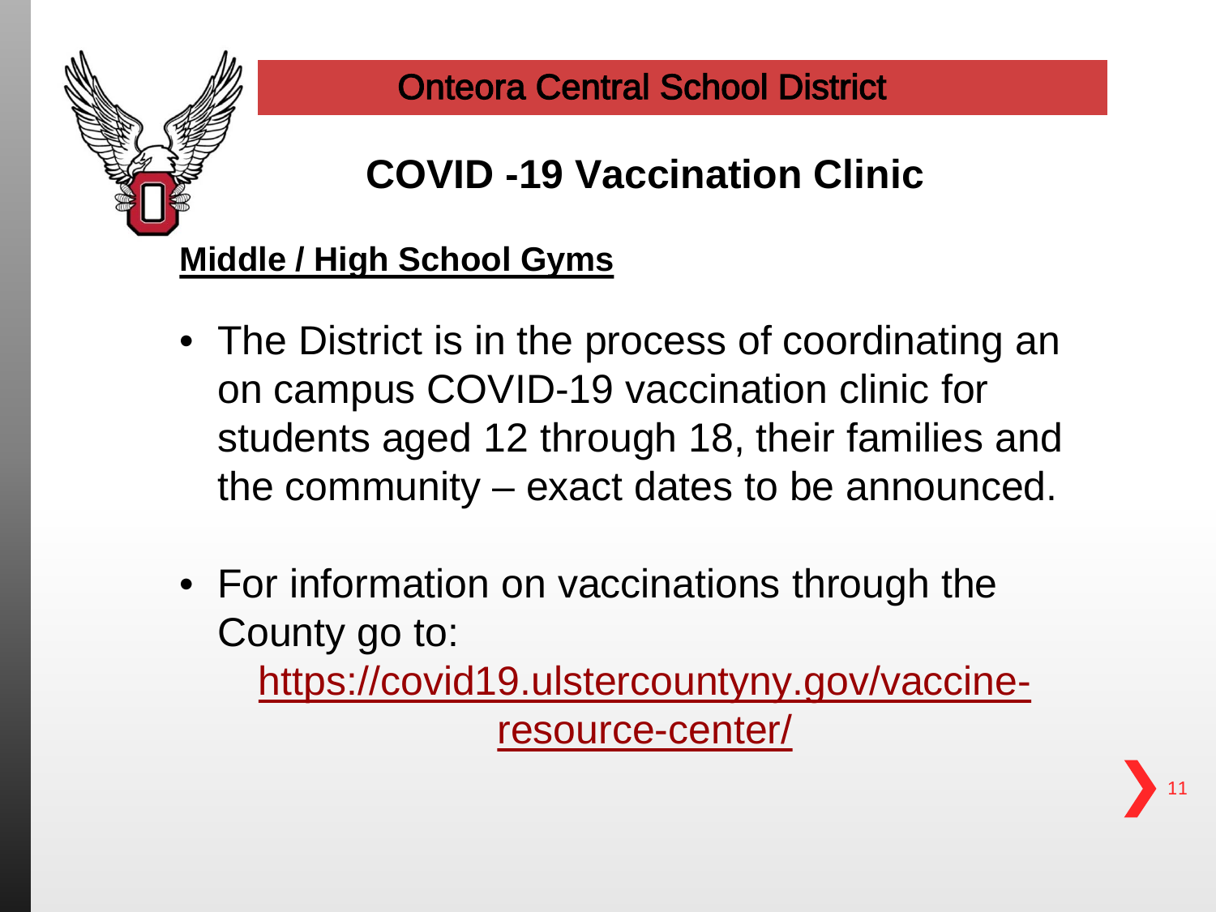Onteora Central School District

# COVID -19 Vaccination Clinic

**Middle / High School Gyms**

- The District is in the process of coordinating an on campus COVID-19 vaccination clinic for students aged 12 through 18, their families and the community – exact dates to be announced.
- For information on vaccinations through the County go to: https://covid19.ulstercountyny.gov/vaccine-resource-center/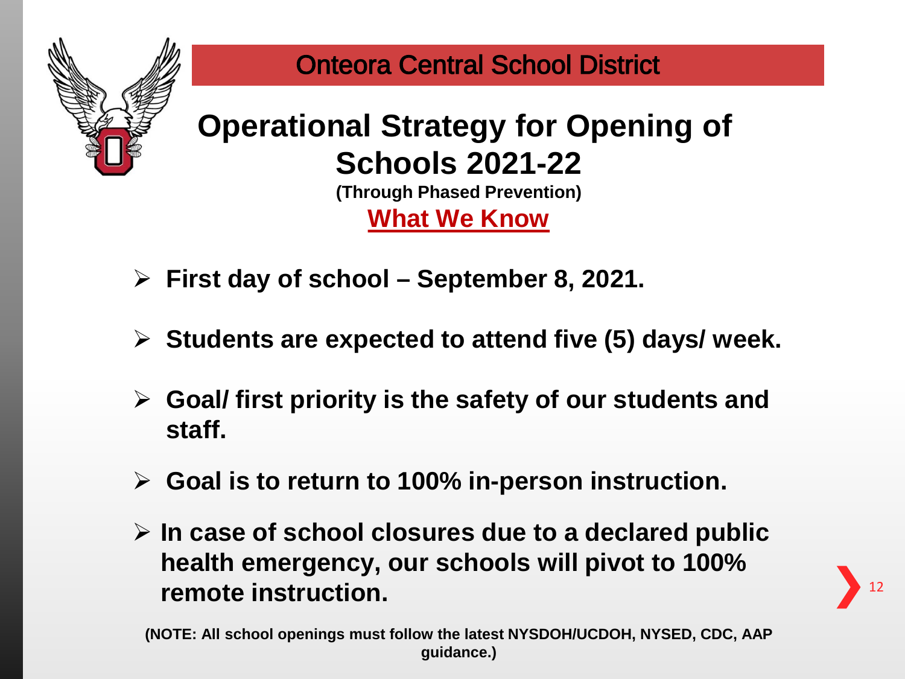## Onteora Central School District

# Operational Strategy for Opening of Schools 2021-22

**(Through Phased Prevention)**

## What We Know

- **First day of school – September 8, 2021.**
- **Students are expected to attend five (5) days/ week.**
- **Goal/ first priority is the safety of our students and staff.**
- **Goal is to return to 100% in-person instruction.**
- **In case of school closures due to a declared public health emergency, our schools will pivot to 100% remote instruction.**

**(NOTE: All school openings must follow the latest NYSDOH/UCDOH, NYSED, CDC, AAP guidance.)**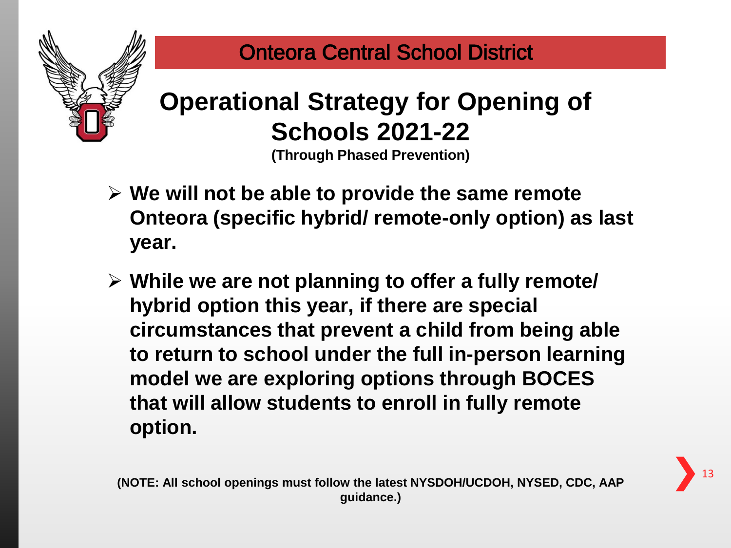Onteora Central School District

# Operational Strategy for Opening of Schools 2021-22

**(Through Phased Prevention)**

- **We will not be able to provide the same remote Onteora (specific hybrid/ remote-only option) as last year.**
- **While we are not planning to offer a fully remote/ hybrid option this year, if there are special circumstances that prevent a child from being able to return to school under the full in-person learning model we are exploring options through BOCES that will allow students to enroll in fully remote option.**

**(NOTE: All school openings must follow the latest NYSDOH/UCDOH, NYSED, CDC, AAP guidance.)**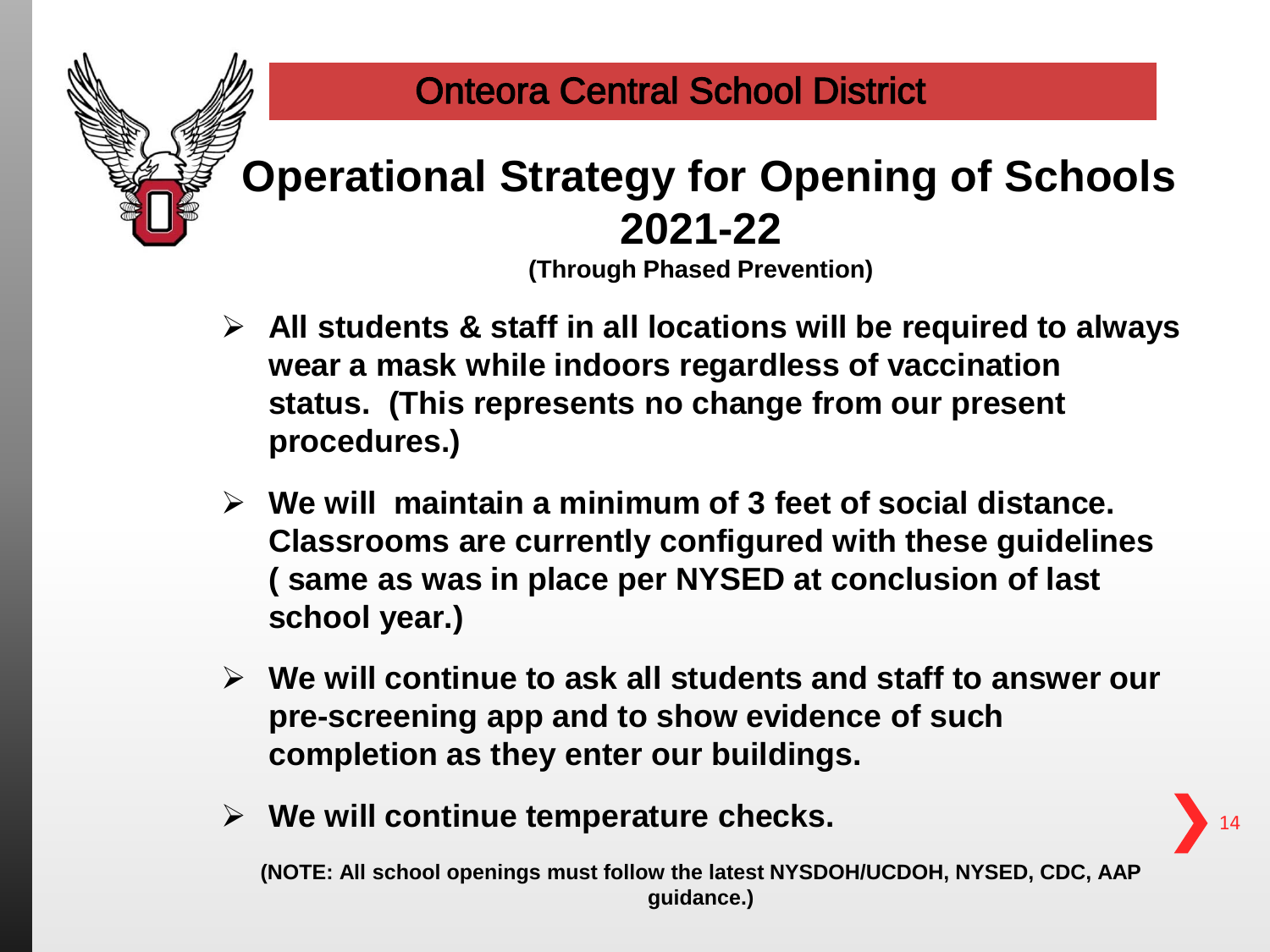Onteora Central School District

# Operational Strategy for Opening of Schools 2021-22

**(Through Phased Prevention)**

- **All students & staff in all locations will be required to always wear a mask while indoors regardless of vaccination status. (This represents no change from our present procedures.)**
- **We will maintain a minimum of 3 feet of social distance. Classrooms are currently configured with these guidelines ( same as was in place per NYSED at conclusion of last school year.)**
- **We will continue to ask all students and staff to answer our pre-screening app and to show evidence of such completion as they enter our buildings.**
- **We will continue temperature checks.**

**(NOTE: All school openings must follow the latest NYSDOH/UCDOH, NYSED, CDC, AAP guidance.)**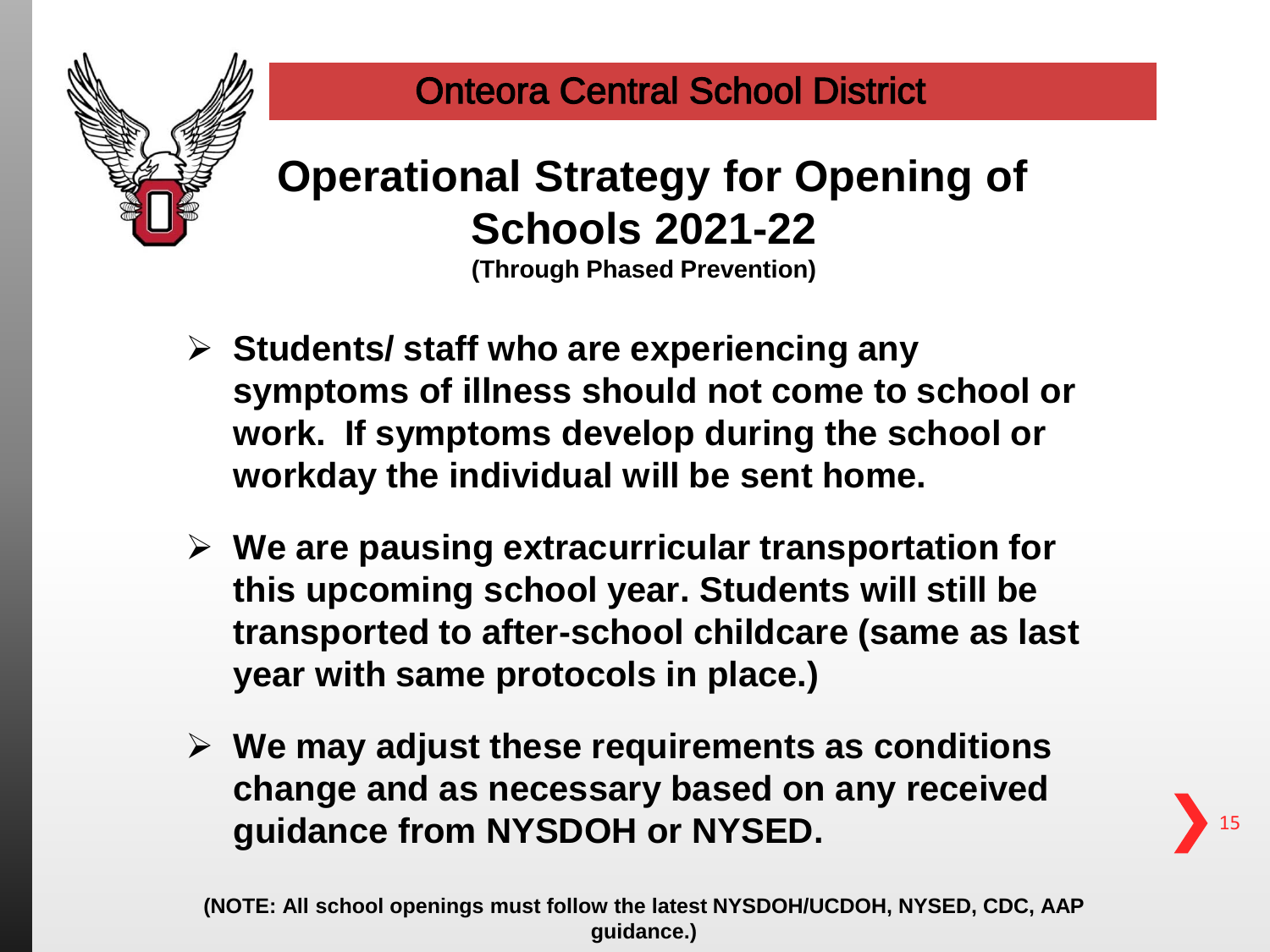Onteora Central School District

# Operational Strategy for Opening of Schools 2021-22

**(Through Phased Prevention)**

- **Students/ staff who are experiencing any symptoms of illness should not come to school or work. If symptoms develop during the school or workday the individual will be sent home.**
- **We are pausing extracurricular transportation for this upcoming school year. Students will still be transported to after-school childcare (same as last year with same protocols in place.)**
- **We may adjust these requirements as conditions change and as necessary based on any received guidance from NYSDOH or NYSED.**

**(NOTE: All school openings must follow the latest NYSDOH/UCDOH, NYSED, CDC, AAP guidance.)**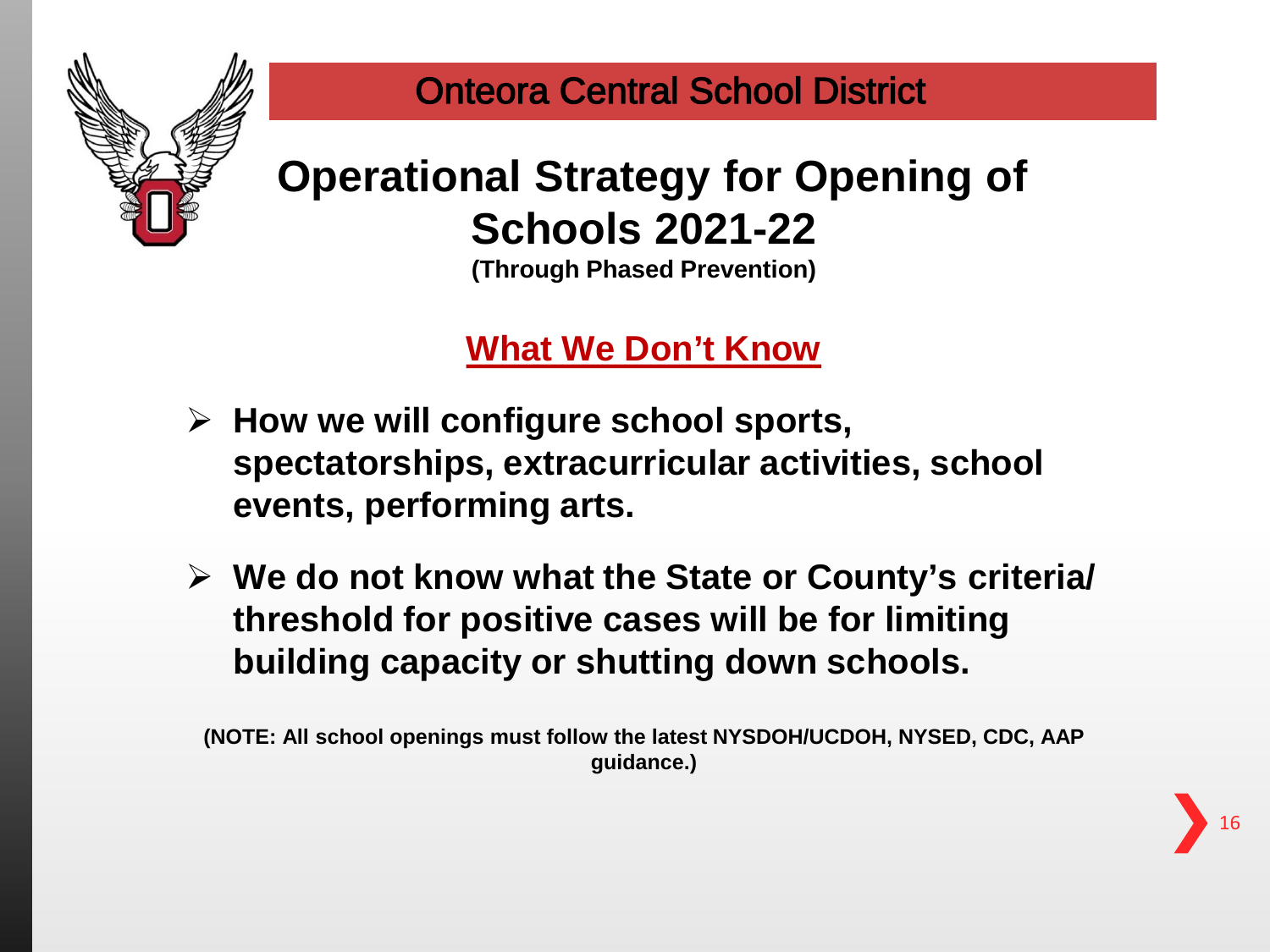Onteora Central School District

# Operational Strategy for Opening of Schools 2021-22

**(Through Phased Prevention)**

## What We Don't Know

- **How we will configure school sports, spectatorships, extracurricular activities, school events, performing arts.**
- **We do not know what the State or County's criteria/ threshold for positive cases will be for limiting building capacity or shutting down schools.**

**(NOTE: All school openings must follow the latest NYSDOH/UCDOH, NYSED, CDC, AAP guidance.)**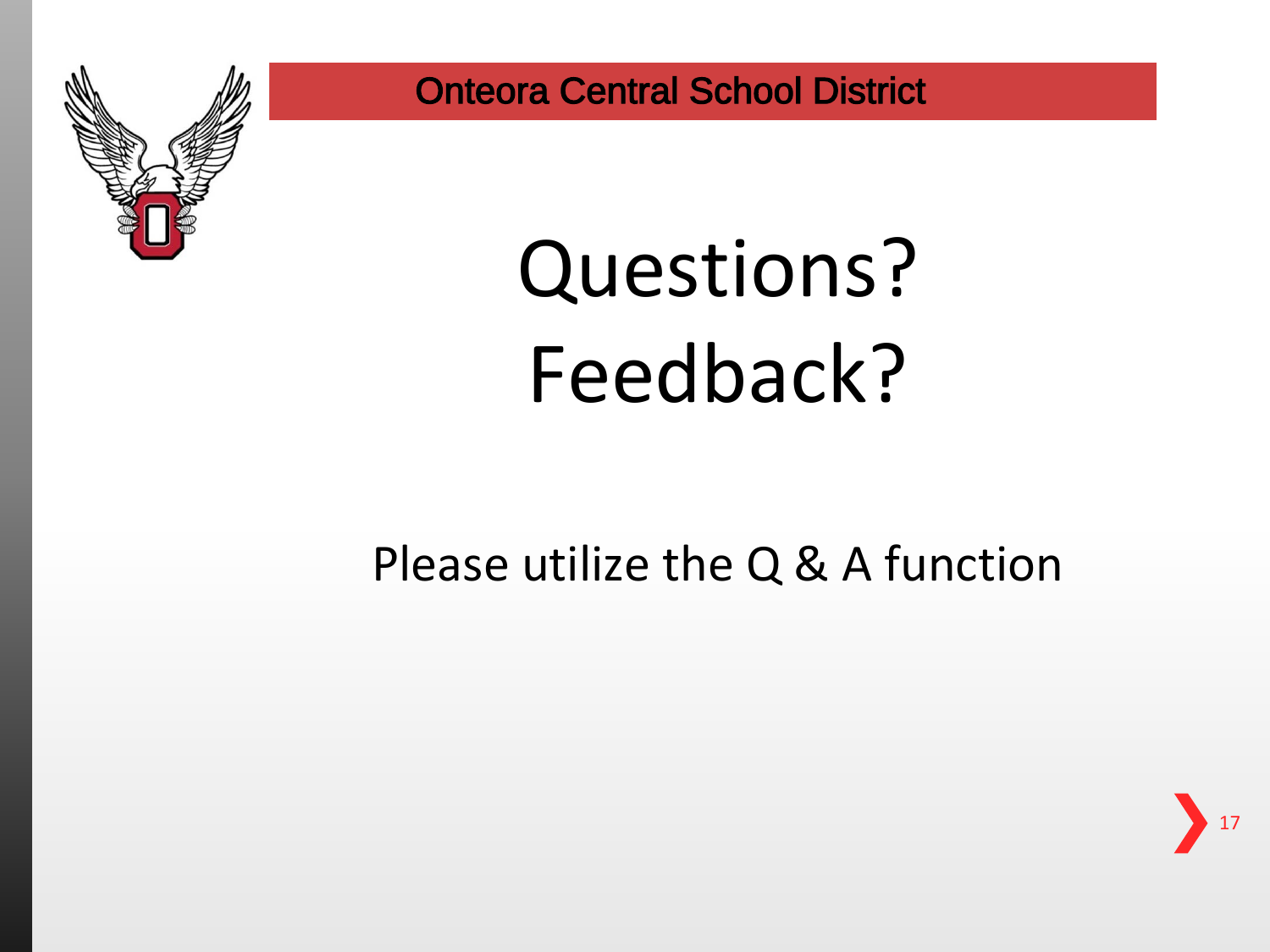Onteora Central School District

# Questions?
# Feedback?

Please utilize the Q & A function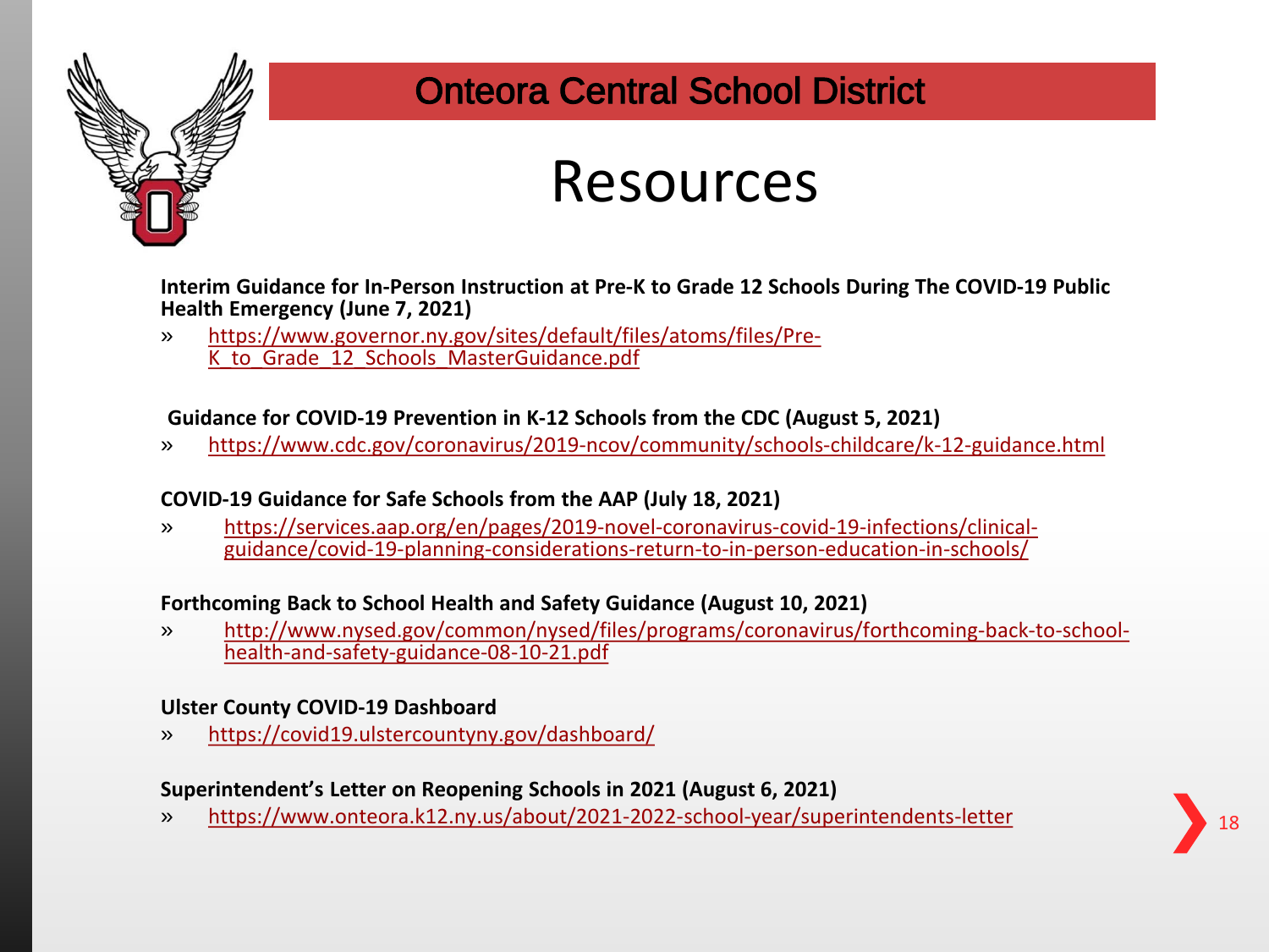# Onteora Central School District

## Resources

**Interim Guidance for In-Person Instruction at Pre-K to Grade 12 Schools During The COVID-19 Public Health Emergency (June 7, 2021)**

» https://www.governor.ny.gov/sites/default/files/atoms/files/Pre-K_to_Grade_12_Schools_MasterGuidance.pdf

**Guidance for COVID-19 Prevention in K-12 Schools from the CDC (August 5, 2021)**

» https://www.cdc.gov/coronavirus/2019-ncov/community/schools-childcare/k-12-guidance.html

**COVID-19 Guidance for Safe Schools from the AAP (July 18, 2021)**

» https://services.aap.org/en/pages/2019-novel-coronavirus-covid-19-infections/clinical-guidance/covid-19-planning-considerations-return-to-in-person-education-in-schools/

**Forthcoming Back to School Health and Safety Guidance (August 10, 2021)**

» http://www.nysed.gov/common/nysed/files/programs/coronavirus/forthcoming-back-to-school-health-and-safety-guidance-08-10-21.pdf

**Ulster County COVID-19 Dashboard**

» https://covid19.ulstercountyny.gov/dashboard/

**Superintendent's Letter on Reopening Schools in 2021 (August 6, 2021)**

» https://www.onteora.k12.ny.us/about/2021-2022-school-year/superintendents-letter